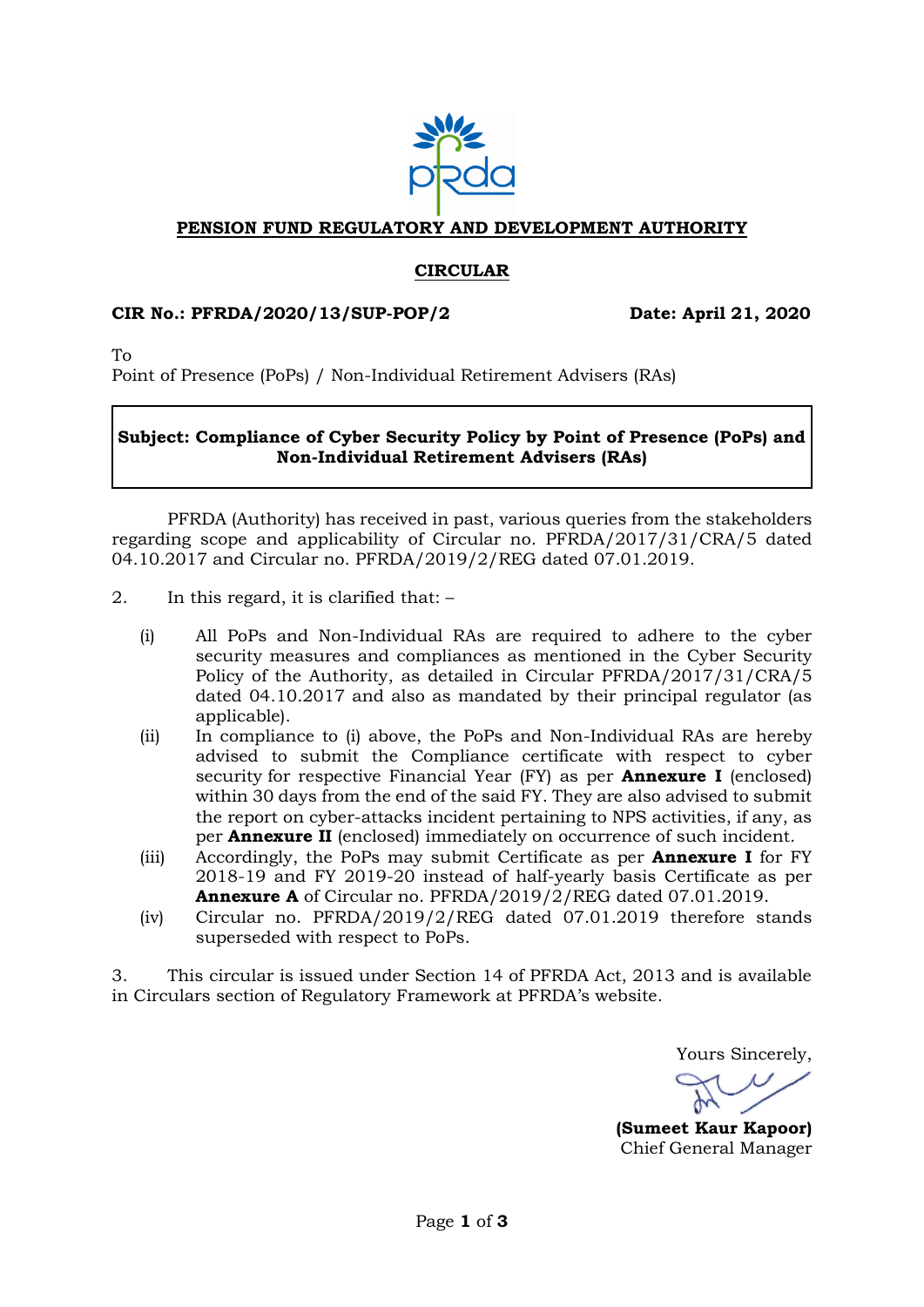**PENSION FUND REGULATORY AND DEVELOPMENT AUTHORITY**

**CIRCULAR**

**CIR No.: PFRDA/2020/13/SUP-POP/2** **Date: April 21, 2020**

To
Point of Presence (PoPs) / Non-Individual Retirement Advisers (RAs)

**Subject: Compliance of Cyber Security Policy by Point of Presence (PoPs) and Non-Individual Retirement Advisers (RAs)**

PFRDA (Authority) has received in past, various queries from the stakeholders regarding scope and applicability of Circular no. PFRDA/2017/31/CRA/5 dated 04.10.2017 and Circular no. PFRDA/2019/2/REG dated 07.01.2019.

2. In this regard, it is clarified that: –

(i) All PoPs and Non-Individual RAs are required to adhere to the cyber security measures and compliances as mentioned in the Cyber Security Policy of the Authority, as detailed in Circular PFRDA/2017/31/CRA/5 dated 04.10.2017 and also as mandated by their principal regulator (as applicable).

(ii) In compliance to (i) above, the PoPs and Non-Individual RAs are hereby advised to submit the Compliance certificate with respect to cyber security for respective Financial Year (FY) as per **Annexure I** (enclosed) within 30 days from the end of the said FY. They are also advised to submit the report on cyber-attacks incident pertaining to NPS activities, if any, as per **Annexure II** (enclosed) immediately on occurrence of such incident.

(iii) Accordingly, the PoPs may submit Certificate as per **Annexure I** for FY 2018-19 and FY 2019-20 instead of half-yearly basis Certificate as per **Annexure A** of Circular no. PFRDA/2019/2/REG dated 07.01.2019.

(iv) Circular no. PFRDA/2019/2/REG dated 07.01.2019 therefore stands superseded with respect to PoPs.

3. This circular is issued under Section 14 of PFRDA Act, 2013 and is available in Circulars section of Regulatory Framework at PFRDA's website.

Yours Sincerely,

**(Sumeet Kaur Kapoor)**
Chief General Manager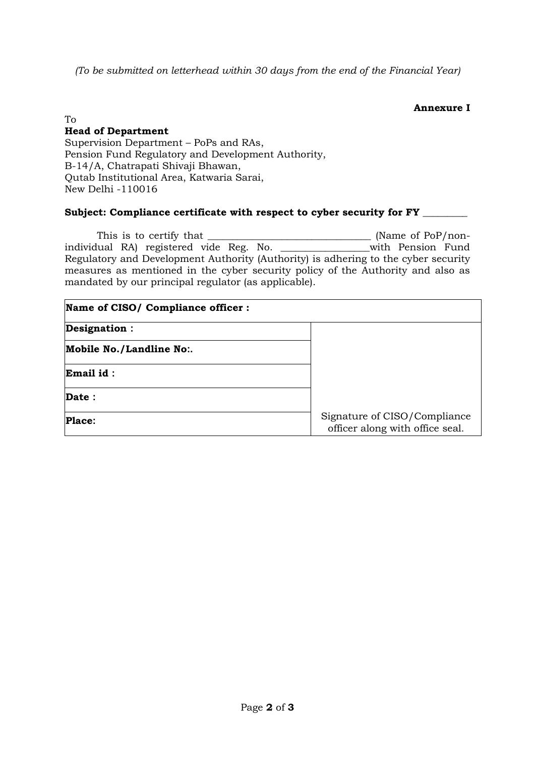*(To be submitted on letterhead within 30 days from the end of the Financial Year)*

**Annexure I**

To
**Head of Department**
Supervision Department – PoPs and RAs,
Pension Fund Regulatory and Development Authority,
B-14/A, Chatrapati Shivaji Bhawan,
Qutab Institutional Area, Katwaria Sarai,
New Delhi -110016

**Subject: Compliance certificate with respect to cyber security for FY _________**

This is to certify that _________________________________ (Name of PoP/non-individual RA) registered vide Reg. No. _________________with Pension Fund Regulatory and Development Authority (Authority) is adhering to the cyber security measures as mentioned in the cyber security policy of the Authority and also as mandated by our principal regulator (as applicable).

| **Name of CISO/ Compliance officer :** | |
|---|---|
| **Designation :** | |
| **Mobile No./Landline No:.** | |
| **Email id :** | |
| **Date :** | |
| **Place:** | Signature of CISO/Compliance officer along with office seal. |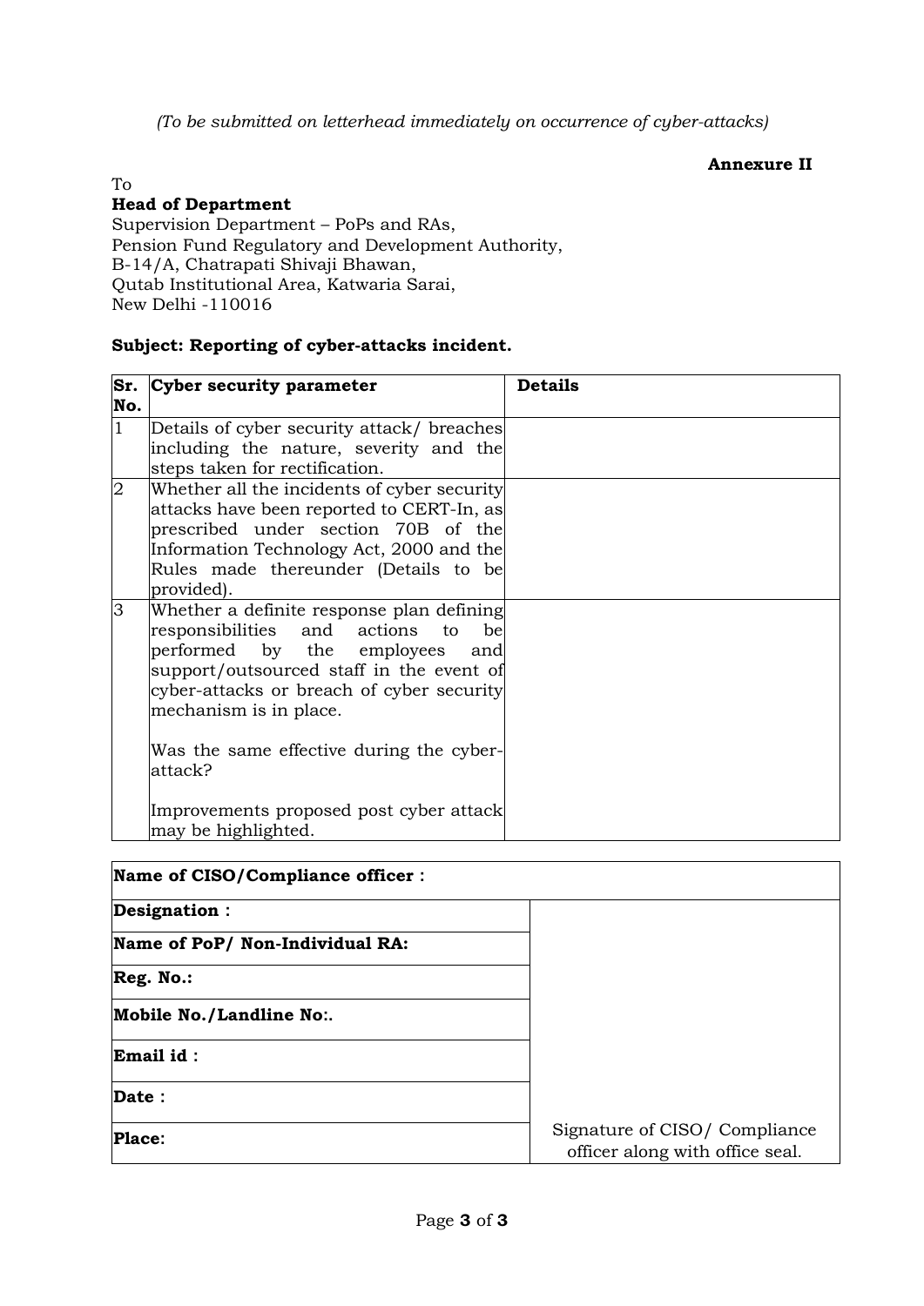*(To be submitted on letterhead immediately on occurrence of cyber-attacks)*

**Annexure II**

To
**Head of Department**
Supervision Department – PoPs and RAs,
Pension Fund Regulatory and Development Authority,
B-14/A, Chatrapati Shivaji Bhawan,
Qutab Institutional Area, Katwaria Sarai,
New Delhi -110016

**Subject: Reporting of cyber-attacks incident.**

| Sr. No. | Cyber security parameter | Details |
|---|---|---|
| 1 | Details of cyber security attack/ breaches including the nature, severity and the steps taken for rectification. | |
| 2 | Whether all the incidents of cyber security attacks have been reported to CERT-In, as prescribed under section 70B of the Information Technology Act, 2000 and the Rules made thereunder (Details to be provided). | |
| 3 | Whether a definite response plan defining responsibilities and actions to be performed by the employees and support/outsourced staff in the event of cyber-attacks or breach of cyber security mechanism is in place.<br><br>Was the same effective during the cyber-attack?<br><br>Improvements proposed post cyber attack may be highlighted. | |

| **Name of CISO/Compliance officer :** | |
|---|---|
| **Designation :** | |
| **Name of PoP/ Non-Individual RA:** | |
| **Reg. No.:** | |
| **Mobile No./Landline No:.** | |
| **Email id :** | |
| **Date :** | |
| **Place:** | Signature of CISO/ Compliance officer along with office seal. |